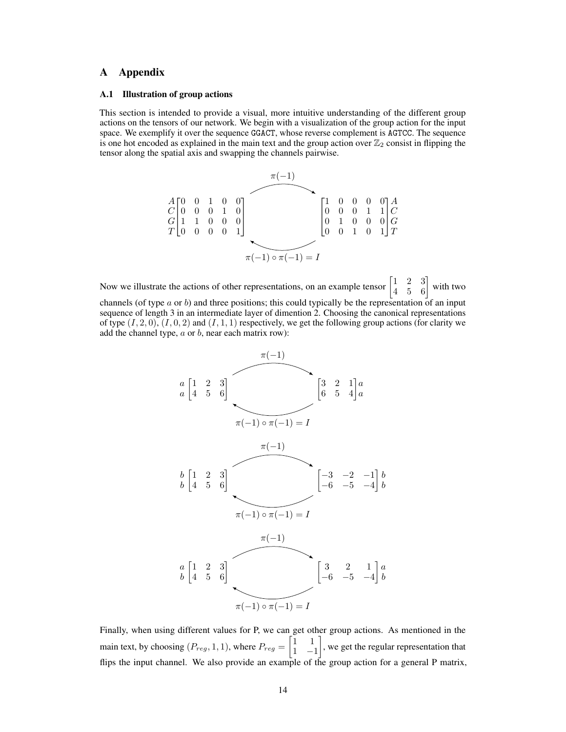## A Appendix

### A.1 Illustration of group actions

This section is intended to provide a visual, more intuitive understanding of the different group actions on the tensors of our network. We begin with a visualization of the group action for the input space. We exemplify it over the sequence GGACT, whose reverse complement is AGTCC. The sequence is one hot encoded as explained in the main text and the group action over $\mathbb{Z}_2$ consist in flipping the tensor along the spatial axis and swapping the channels pairwise.

$$
\begin{matrix} A \\ C \\ G \\ T \end{matrix}
\begin{bmatrix} 0 & 0 & 1 & 0 & 0 \\ 0 & 0 & 0 & 1 & 0 \\ 1 & 1 & 0 & 0 & 0 \\ 0 & 0 & 0 & 0 & 1 \end{bmatrix}
\underset{\pi(-1)\circ\pi(-1) = I}{\overset{\pi(-1)}{\rightleftarrows}}
\begin{bmatrix} 1 & 0 & 0 & 0 & 0 \\ 0 & 0 & 0 & 1 & 1 \\ 0 & 1 & 0 & 0 & 0 \\ 0 & 0 & 1 & 0 & 1 \end{bmatrix}
\begin{matrix} A \\ C \\ G \\ T \end{matrix}
$$

Now we illustrate the actions of other representations, on an example tensor $\begin{bmatrix} 1 & 2 & 3 \\ 4 & 5 & 6 \end{bmatrix}$ with two channels (of type $a$ or $b$) and three positions; this could typically be the representation of an input sequence of length 3 in an intermediate layer of dimention 2. Choosing the canonical representations of type $(I, 2, 0)$, $(I, 0, 2)$ and $(I, 1, 1)$ respectively, we get the following group actions (for clarity we add the channel type, $a$ or $b$, near each matrix row):

$$
\begin{matrix} a \\ a \end{matrix}
\begin{bmatrix} 1 & 2 & 3 \\ 4 & 5 & 6 \end{bmatrix}
\underset{\pi(-1)\circ\pi(-1) = I}{\overset{\pi(-1)}{\rightleftarrows}}
\begin{bmatrix} 3 & 2 & 1 \\ 6 & 5 & 4 \end{bmatrix}
\begin{matrix} a \\ a \end{matrix}
$$

$$
\begin{matrix} b \\ b \end{matrix}
\begin{bmatrix} 1 & 2 & 3 \\ 4 & 5 & 6 \end{bmatrix}
\underset{\pi(-1)\circ\pi(-1) = I}{\overset{\pi(-1)}{\rightleftarrows}}
\begin{bmatrix} -3 & -2 & -1 \\ -6 & -5 & -4 \end{bmatrix}
\begin{matrix} b \\ b \end{matrix}
$$

$$
\begin{matrix} a \\ b \end{matrix}
\begin{bmatrix} 1 & 2 & 3 \\ 4 & 5 & 6 \end{bmatrix}
\underset{\pi(-1)\circ\pi(-1) = I}{\overset{\pi(-1)}{\rightleftarrows}}
\begin{bmatrix} 3 & 2 & 1 \\ -6 & -5 & -4 \end{bmatrix}
\begin{matrix} a \\ b \end{matrix}
$$

Finally, when using different values for P, we can get other group actions. As mentioned in the main text, by choosing $(P_{reg}, 1, 1)$, where $P_{reg} = \begin{bmatrix} 1 & 1 \\ 1 & -1 \end{bmatrix}$, we get the regular representation that flips the input channel. We also provide an example of the group action for a general P matrix,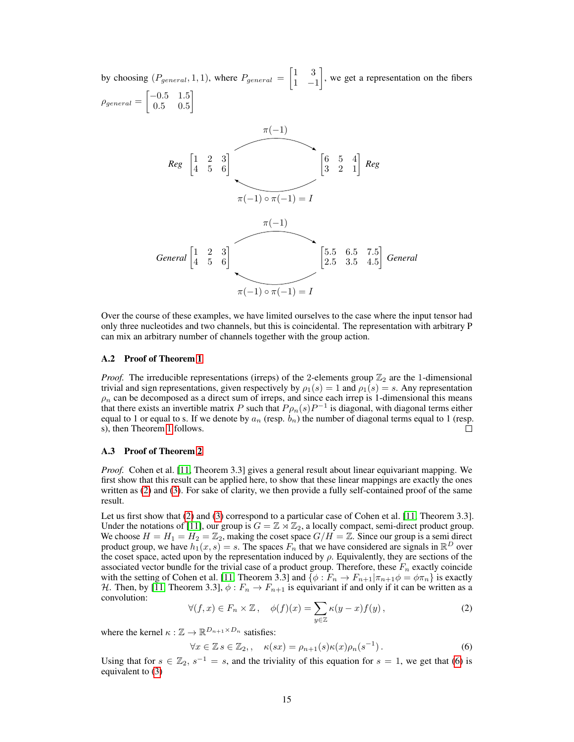by choosing $(P_{general}, 1, 1)$, where $P_{general} = \begin{bmatrix} 1 & 3 \\ 1 & -1 \end{bmatrix}$, we get a representation on the fibers $\rho_{general} = \begin{bmatrix} -0.5 & 1.5 \\ 0.5 & 0.5 \end{bmatrix}$

$$\textit{Reg} \begin{bmatrix} 1 & 2 & 3 \\ 4 & 5 & 6 \end{bmatrix} \xrightarrow{\pi(-1)} \begin{bmatrix} 6 & 5 & 4 \\ 3 & 2 & 1 \end{bmatrix} \textit{Reg}, \qquad \pi(-1) \circ \pi(-1) = I$$

$$\textit{General} \begin{bmatrix} 1 & 2 & 3 \\ 4 & 5 & 6 \end{bmatrix} \xrightarrow{\pi(-1)} \begin{bmatrix} 5.5 & 6.5 & 7.5 \\ 2.5 & 3.5 & 4.5 \end{bmatrix} \textit{General}, \qquad \pi(-1) \circ \pi(-1) = I$$

Over the course of these examples, we have limited ourselves to the case where the input tensor had only three nucleotides and two channels, but this is coincidental. The representation with arbitrary P can mix an arbitrary number of channels together with the group action.

### A.2 Proof of Theorem 1

*Proof.* The irreducible representations (irreps) of the 2-elements group $\mathbb{Z}_2$ are the 1-dimensional trivial and sign representations, given respectively by $\rho_1(s) = 1$ and $\rho_1(s) = s$. Any representation $\rho_n$ can be decomposed as a direct sum of irreps, and since each irrep is 1-dimensional this means that there exists an invertible matrix $P$ such that $P\rho_n(s)P^{-1}$ is diagonal, with diagonal terms either equal to 1 or equal to s. If we denote by $a_n$ (resp. $b_n$) the number of diagonal terms equal to 1 (resp. s), then Theorem 1 follows. □

### A.3 Proof of Theorem 2

*Proof.* Cohen et al. [11, Theorem 3.3] gives a general result about linear equivariant mapping. We first show that this result can be applied here, to show that these linear mappings are exactly the ones written as (2) and (3). For sake of clarity, we then provide a fully self-contained proof of the same result.

Let us first show that (2) and (3) correspond to a particular case of Cohen et al. [11, Theorem 3.3]. Under the notations of [11], our group is $G = \mathbb{Z} \rtimes \mathbb{Z}_2$, a locally compact, semi-direct product group. We choose $H = H_1 = H_2 = \mathbb{Z}_2$, making the coset space $G/H = \mathbb{Z}$. Since our group is a semi direct product group, we have $h_1(x, s) = s$. The spaces $F_n$ that we have considered are signals in $\mathbb{R}^D$ over the coset space, acted upon by the representation induced by $\rho$. Equivalently, they are sections of the associated vector bundle for the trivial case of a product group. Therefore, these $F_n$ exactly coincide with the setting of Cohen et al. [11, Theorem 3.3] and $\{\phi : F_n \to F_{n+1} | \pi_{n+1}\phi = \phi\pi_n\}$ is exactly $\mathcal{H}$. Then, by [11, Theorem 3.3], $\phi : F_n \to F_{n+1}$ is equivariant if and only if it can be written as a convolution:

$$\forall (f, x) \in F_n \times \mathbb{Z}, \quad \phi(f)(x) = \sum_{y \in \mathbb{Z}} \kappa(y - x) f(y), \tag{2}$$

where the kernel $\kappa : \mathbb{Z} \to \mathbb{R}^{D_{n+1} \times D_n}$ satisfies:

$$\forall x \in \mathbb{Z}\, s \in \mathbb{Z}_2,, \quad \kappa(sx) = \rho_{n+1}(s)\kappa(x)\rho_n(s^{-1}). \tag{6}$$

Using that for $s \in \mathbb{Z}_2$, $s^{-1} = s$, and the triviality of this equation for $s = 1$, we get that (6) is equivalent to (3)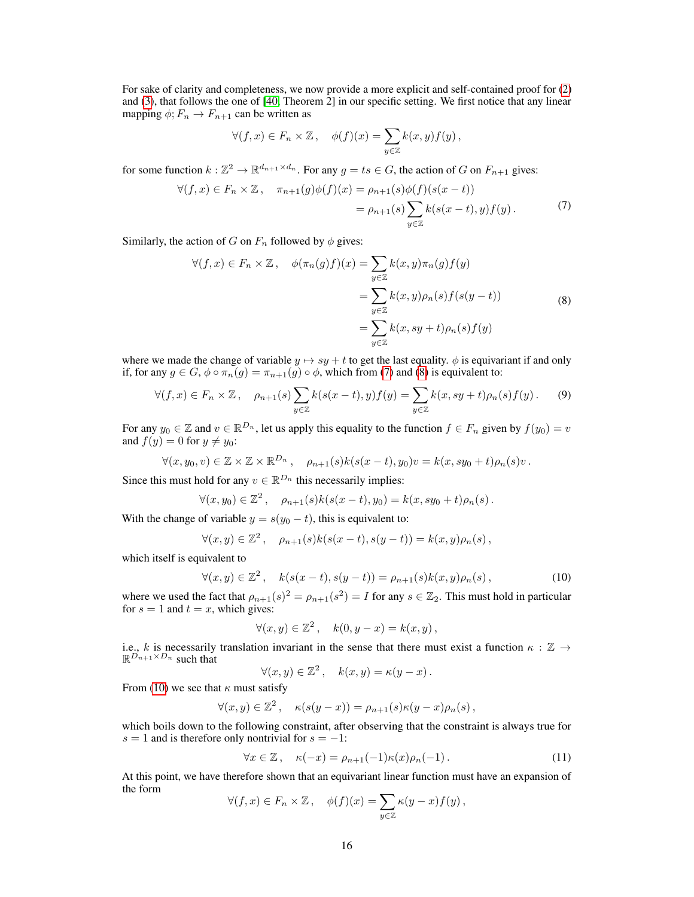For sake of clarity and completeness, we now provide a more explicit and self-contained proof for (2) and (3), that follows the one of [40, Theorem 2] in our specific setting. We first notice that any linear mapping $\phi; F_n \to F_{n+1}$ can be written as

$$\forall (f,x) \in F_n \times \mathbb{Z}\,, \quad \phi(f)(x) = \sum_{y\in\mathbb{Z}} k(x,y) f(y)\,,$$

for some function $k : \mathbb{Z}^2 \to \mathbb{R}^{d_{n+1}\times d_n}$. For any $g = ts \in G$, the action of $G$ on $F_{n+1}$ gives:

$$\begin{aligned}\forall (f,x) \in F_n \times \mathbb{Z}\,, \quad \pi_{n+1}(g)\phi(f)(x) &= \rho_{n+1}(s)\phi(f)(s(x-t)) \\ &= \rho_{n+1}(s)\sum_{y\in\mathbb{Z}} k(s(x-t),y)f(y)\,. \end{aligned} \tag{7}$$

Similarly, the action of $G$ on $F_n$ followed by $\phi$ gives:

$$\begin{aligned}\forall (f,x) \in F_n \times \mathbb{Z}\,, \quad \phi(\pi_n(g)f)(x) &= \sum_{y\in\mathbb{Z}} k(x,y)\pi_n(g)f(y) \\ &= \sum_{y\in\mathbb{Z}} k(x,y)\rho_n(s)f(s(y-t)) \\ &= \sum_{y\in\mathbb{Z}} k(x,sy+t)\rho_n(s)f(y) \end{aligned} \tag{8}$$

where we made the change of variable $y \mapsto sy+t$ to get the last equality. $\phi$ is equivariant if and only if, for any $g\in G$, $\phi \circ \pi_n(g) = \pi_{n+1}(g)\circ\phi$, which from (7) and (8) is equivalent to:

$$\forall (f,x) \in F_n \times \mathbb{Z}\,, \quad \rho_{n+1}(s)\sum_{y\in\mathbb{Z}} k(s(x-t),y)f(y) = \sum_{y\in\mathbb{Z}} k(x,sy+t)\rho_n(s)f(y)\,. \tag{9}$$

For any $y_0 \in \mathbb{Z}$ and $v \in \mathbb{R}^{D_n}$, let us apply this equality to the function $f \in F_n$ given by $f(y_0) = v$ and $f(y) = 0$ for $y \neq y_0$:

$$\forall (x,y_0,v) \in \mathbb{Z}\times\mathbb{Z}\times\mathbb{R}^{D_n}\,, \quad \rho_{n+1}(s)k(s(x-t),y_0)v = k(x,sy_0+t)\rho_n(s)v\,.$$

Since this must hold for any $v \in \mathbb{R}^{D_n}$ this necessarily implies:

$$\forall (x,y_0) \in \mathbb{Z}^2\,, \quad \rho_{n+1}(s)k(s(x-t),y_0) = k(x,sy_0+t)\rho_n(s)\,.$$

With the change of variable $y = s(y_0-t)$, this is equivalent to:

$$\forall (x,y) \in \mathbb{Z}^2\,, \quad \rho_{n+1}(s)k(s(x-t),s(y-t)) = k(x,y)\rho_n(s)\,,$$

which itself is equivalent to

$$\forall (x,y) \in \mathbb{Z}^2\,, \quad k(s(x-t),s(y-t)) = \rho_{n+1}(s)k(x,y)\rho_n(s)\,, \tag{10}$$

where we used the fact that $\rho_{n+1}(s)^2 = \rho_{n+1}(s^2) = I$ for any $s \in \mathbb{Z}_2$. This must hold in particular for $s=1$ and $t=x$, which gives:

$$\forall (x,y) \in \mathbb{Z}^2\,, \quad k(0,y-x) = k(x,y)\,,$$

i.e., $k$ is necessarily translation invariant in the sense that there must exist a function $\kappa : \mathbb{Z} \to \mathbb{R}^{D_{n+1}\times D_n}$ such that

$$\forall (x,y) \in \mathbb{Z}^2\,, \quad k(x,y) = \kappa(y-x)\,.$$

From (10) we see that $\kappa$ must satisfy

$$\forall (x,y) \in \mathbb{Z}^2\,, \quad \kappa(s(y-x)) = \rho_{n+1}(s)\kappa(y-x)\rho_n(s)\,,$$

which boils down to the following constraint, after observing that the constraint is always true for $s=1$ and is therefore only nontrivial for $s=-1$:

$$\forall x \in \mathbb{Z}\,, \quad \kappa(-x) = \rho_{n+1}(-1)\kappa(x)\rho_n(-1)\,. \tag{11}$$

At this point, we have therefore shown that an equivariant linear function must have an expansion of the form

$$\forall (f,x) \in F_n \times \mathbb{Z}\,, \quad \phi(f)(x) = \sum_{y\in\mathbb{Z}} \kappa(y-x)f(y)\,,$$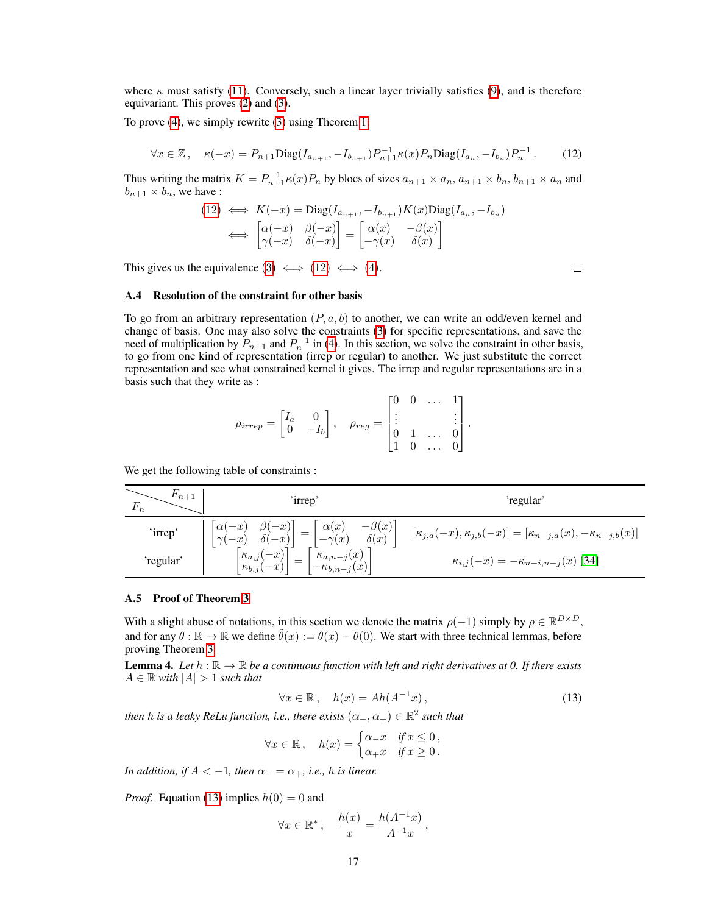where $\kappa$ must satisfy (11). Conversely, such a linear layer trivially satisfies (9), and is therefore equivariant. This proves (2) and (3).

To prove (4), we simply rewrite (3) using Theorem 1.

$$\forall x \in \mathbb{Z}\,, \quad \kappa(-x) = P_{n+1}\mathrm{Diag}(I_{a_{n+1}}, -I_{b_{n+1}})P_{n+1}^{-1}\kappa(x)P_n\mathrm{Diag}(I_{a_n}, -I_{b_n})P_n^{-1}\,. \tag{12}$$

Thus writing the matrix $K = P_{n+1}^{-1}\kappa(x)P_n$ by blocs of sizes $a_{n+1} \times a_n$, $a_{n+1} \times b_n$, $b_{n+1} \times a_n$ and $b_{n+1} \times b_n$, we have :

$$\begin{aligned}
(12) \iff & K(-x) = \mathrm{Diag}(I_{a_{n+1}}, -I_{b_{n+1}})K(x)\mathrm{Diag}(I_{a_n}, -I_{b_n}) \\
\iff & \begin{bmatrix} \alpha(-x) & \beta(-x) \\ \gamma(-x) & \delta(-x) \end{bmatrix} = \begin{bmatrix} \alpha(x) & -\beta(x) \\ -\gamma(x) & \delta(x) \end{bmatrix}
\end{aligned}$$

This gives us the equivalence (3) $\iff$ (12) $\iff$ (4). □

### A.4 Resolution of the constraint for other basis

To go from an arbitrary representation $(P, a, b)$ to another, we can write an odd/even kernel and change of basis. One may also solve the constraints (3) for specific representations, and save the need of multiplication by $P_{n+1}$ and $P_n^{-1}$ in (4). In this section, we solve the constraint in other basis, to go from one kind of representation (irrep or regular) to another. We just substitute the correct representation and see what constrained kernel it gives. The irrep and regular representations are in a basis such that they write as :

$$\rho_{irrep} = \begin{bmatrix} I_a & 0 \\ 0 & -I_b \end{bmatrix}, \quad \rho_{reg} = \begin{bmatrix} 0 & 0 & \dots & 1 \\ \vdots & & & \vdots \\ 0 & 1 & \dots & 0 \\ 1 & 0 & \dots & 0 \end{bmatrix}.$$

We get the following table of constraints :

| $F_n$ \ $F_{n+1}$ | 'irrep' | 'regular' |
|---|---|---|
| 'irrep' | $\begin{bmatrix} \alpha(-x) & \beta(-x) \\ \gamma(-x) & \delta(-x) \end{bmatrix} = \begin{bmatrix} \alpha(x) & -\beta(x) \\ -\gamma(x) & \delta(x) \end{bmatrix}$ | $[\kappa_{j,a}(-x), \kappa_{j,b}(-x)] = [\kappa_{n-j,a}(x), -\kappa_{n-j,b}(x)]$ |
| 'regular' | $\begin{bmatrix} \kappa_{a,j}(-x) \\ \kappa_{b,j}(-x) \end{bmatrix} = \begin{bmatrix} \kappa_{a,n-j}(x) \\ -\kappa_{b,n-j}(x) \end{bmatrix}$ | $\kappa_{i,j}(-x) = -\kappa_{n-i,n-j}(x)$ [34] |

### A.5 Proof of Theorem 3

With a slight abuse of notations, in this section we denote the matrix $\rho(-1)$ simply by $\rho \in \mathbb{R}^{D \times D}$, and for any $\theta : \mathbb{R} \to \mathbb{R}$ we define $\tilde{\theta}(x) := \theta(x) - \theta(0)$. We start with three technical lemmas, before proving Theorem 3.

**Lemma 4.** *Let $h : \mathbb{R} \to \mathbb{R}$ be a continuous function with left and right derivatives at 0. If there exists $A \in \mathbb{R}$ with $|A| > 1$ such that*

$$\forall x \in \mathbb{R}\,, \quad h(x) = Ah(A^{-1}x)\,, \tag{13}$$

*then $h$ is a leaky ReLu function, i.e., there exists $(\alpha_-, \alpha_+) \in \mathbb{R}^2$ such that*

$$\forall x \in \mathbb{R}\,, \quad h(x) = \begin{cases} \alpha_- x & \text{if } x \leq 0\,, \\ \alpha_+ x & \text{if } x \geq 0\,. \end{cases}$$

*In addition, if $A < -1$, then $\alpha_- = \alpha_+$, i.e., $h$ is linear.*

*Proof.* Equation (13) implies $h(0) = 0$ and

$$\forall x \in \mathbb{R}^*\,, \quad \frac{h(x)}{x} = \frac{h(A^{-1}x)}{A^{-1}x}\,,$$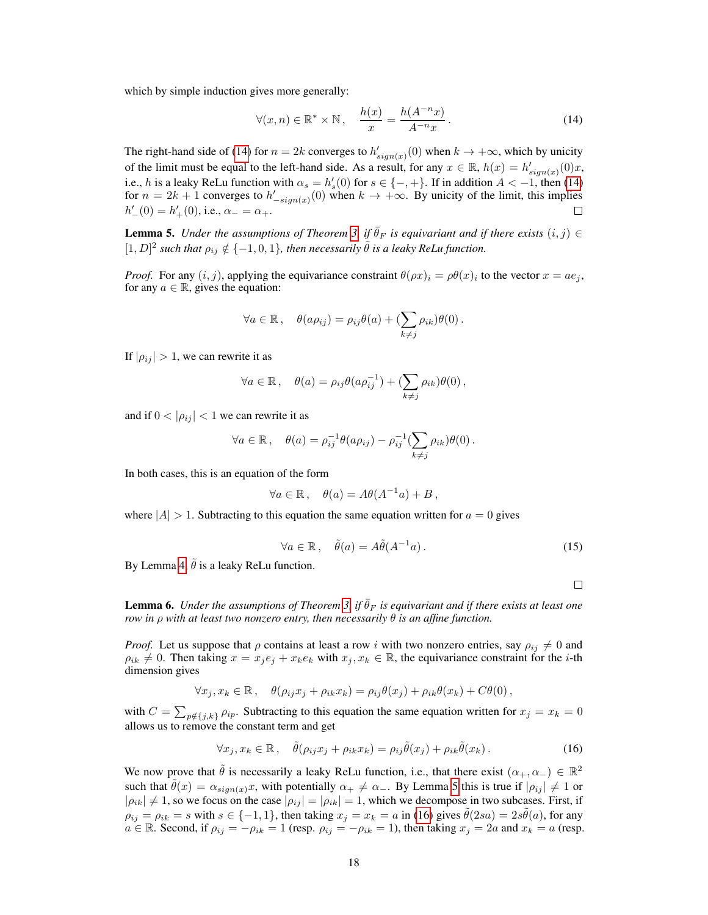which by simple induction gives more generally:

$$\forall (x,n) \in \mathbb{R}^* \times \mathbb{N}\,, \quad \frac{h(x)}{x} = \frac{h(A^{-n}x)}{A^{-n}x}\,. \tag{14}$$

The right-hand side of (14) for $n = 2k$ converges to $h'_{sign(x)}(0)$ when $k \to +\infty$, which by unicity of the limit must be equal to the left-hand side. As a result, for any $x \in \mathbb{R}$, $h(x) = h'_{sign(x)}(0)x$, i.e., $h$ is a leaky ReLu function with $\alpha_s = h'_s(0)$ for $s \in \{-,+\}$. If in addition $A < -1$, then (14) for $n = 2k+1$ converges to $h'_{-sign(x)}(0)$ when $k \to +\infty$. By unicity of the limit, this implies $h'_-(0) = h'_+(0)$, i.e., $\alpha_- = \alpha_+$. □

**Lemma 5.** *Under the assumptions of Theorem 3, if $\bar{\theta}_F$ is equivariant and if there exists $(i,j) \in [1,D]^2$ such that $\rho_{ij} \notin \{-1,0,1\}$, then necessarily $\tilde{\theta}$ is a leaky ReLu function.*

*Proof.* For any $(i,j)$, applying the equivariance constraint $\theta(\rho x)_i = \rho\theta(x)_i$ to the vector $x = ae_j$, for any $a \in \mathbb{R}$, gives the equation:

$$\forall a \in \mathbb{R}\,, \quad \theta(a\rho_{ij}) = \rho_{ij}\theta(a) + (\sum_{k \neq j} \rho_{ik})\theta(0)\,.$$

If $|\rho_{ij}| > 1$, we can rewrite it as

$$\forall a \in \mathbb{R}\,, \quad \theta(a) = \rho_{ij}\theta(a\rho_{ij}^{-1}) + (\sum_{k \neq j} \rho_{ik})\theta(0)\,,$$

and if $0 < |\rho_{ij}| < 1$ we can rewrite it as

$$\forall a \in \mathbb{R}\,, \quad \theta(a) = \rho_{ij}^{-1}\theta(a\rho_{ij}) - \rho_{ij}^{-1}(\sum_{k \neq j} \rho_{ik})\theta(0)\,.$$

In both cases, this is an equation of the form

$$\forall a \in \mathbb{R}\,, \quad \theta(a) = A\theta(A^{-1}a) + B\,,$$

where $|A| > 1$. Subtracting to this equation the same equation written for $a = 0$ gives

$$\forall a \in \mathbb{R}\,, \quad \tilde{\theta}(a) = A\tilde{\theta}(A^{-1}a)\,. \tag{15}$$

By Lemma 4, $\tilde{\theta}$ is a leaky ReLu function.

□

**Lemma 6.** *Under the assumptions of Theorem 3, if $\bar{\theta}_F$ is equivariant and if there exists at least one row in $\rho$ with at least two nonzero entry, then necessarily $\theta$ is an affine function.*

*Proof.* Let us suppose that $\rho$ contains at least a row $i$ with two nonzero entries, say $\rho_{ij} \neq 0$ and $\rho_{ik} \neq 0$. Then taking $x = x_j e_j + x_k e_k$ with $x_j, x_k \in \mathbb{R}$, the equivariance constraint for the $i$-th dimension gives

$$\forall x_j, x_k \in \mathbb{R}\,, \quad \theta(\rho_{ij}x_j + \rho_{ik}x_k) = \rho_{ij}\theta(x_j) + \rho_{ik}\theta(x_k) + C\theta(0)\,,$$

with $C = \sum_{p \notin \{j,k\}} \rho_{ip}$. Subtracting to this equation the same equation written for $x_j = x_k = 0$ allows us to remove the constant term and get

$$\forall x_j, x_k \in \mathbb{R}\,, \quad \tilde{\theta}(\rho_{ij}x_j + \rho_{ik}x_k) = \rho_{ij}\tilde{\theta}(x_j) + \rho_{ik}\tilde{\theta}(x_k)\,. \tag{16}$$

We now prove that $\tilde{\theta}$ is necessarily a leaky ReLu function, i.e., that there exist $(\alpha_+, \alpha_-) \in \mathbb{R}^2$ such that $\tilde{\theta}(x) = \alpha_{sign(x)}x$, with potentially $\alpha_+ \neq \alpha_-$. By Lemma 5 this is true if $|\rho_{ij}| \neq 1$ or $|\rho_{ik}| \neq 1$, so we focus on the case $|\rho_{ij}| = |\rho_{ik}| = 1$, which we decompose in two subcases. First, if $\rho_{ij} = \rho_{ik} = s$ with $s \in \{-1, 1\}$, then taking $x_j = x_k = a$ in (16) gives $\tilde{\theta}(2sa) = 2s\tilde{\theta}(a)$, for any $a \in \mathbb{R}$. Second, if $\rho_{ij} = -\rho_{ik} = 1$ (resp. $\rho_{ij} = -\rho_{ik} = 1$), then taking $x_j = 2a$ and $x_k = a$ (resp.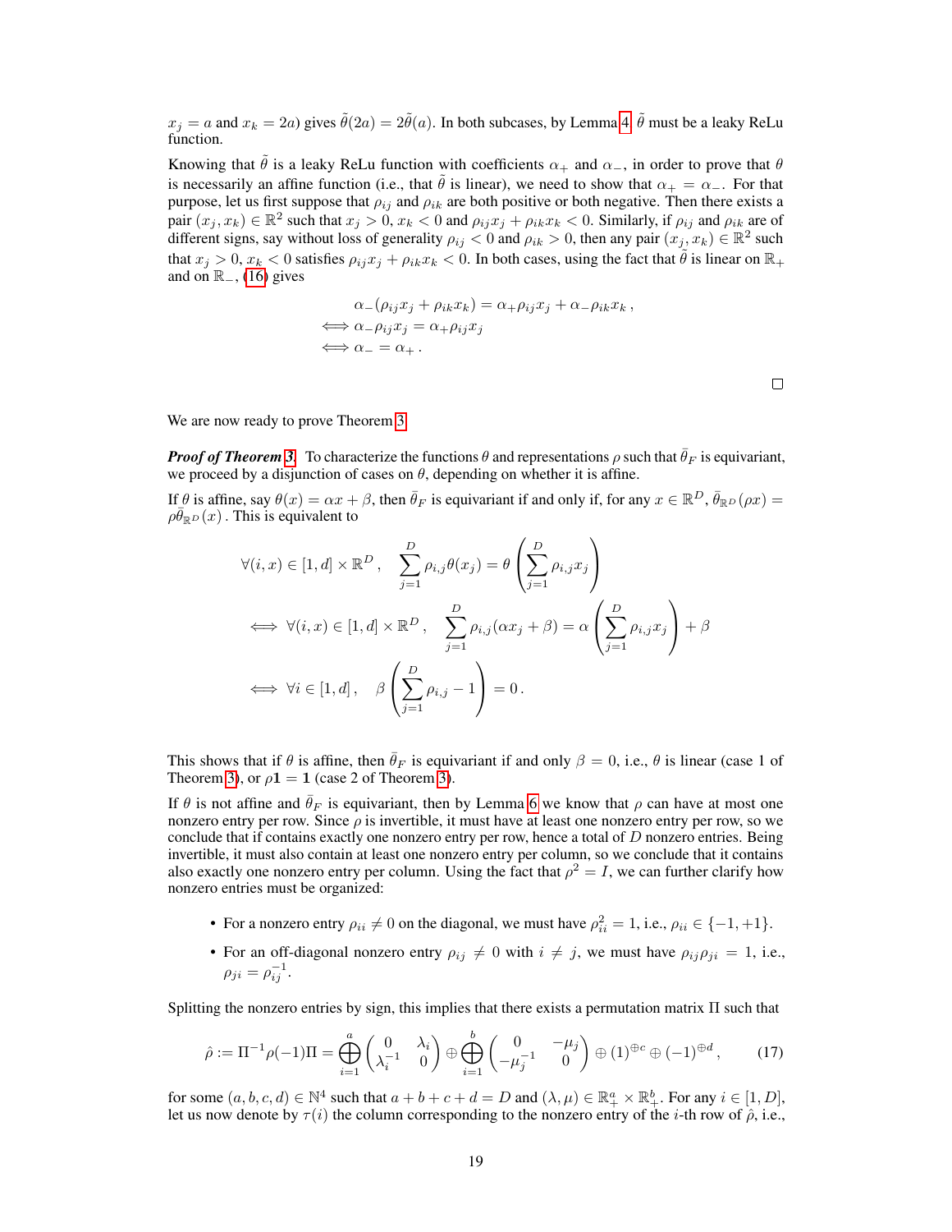$x_j = a$ and $x_k = 2a$) gives $\tilde{\theta}(2a) = 2\tilde{\theta}(a)$. In both subcases, by Lemma 4, $\tilde{\theta}$ must be a leaky ReLu function.

Knowing that $\tilde{\theta}$ is a leaky ReLu function with coefficients $\alpha_+$ and $\alpha_-$, in order to prove that $\theta$ is necessarily an affine function (i.e., that $\tilde{\theta}$ is linear), we need to show that $\alpha_+ = \alpha_-$. For that purpose, let us first suppose that $\rho_{ij}$ and $\rho_{ik}$ are both positive or both negative. Then there exists a pair $(x_j, x_k) \in \mathbb{R}^2$ such that $x_j > 0$, $x_k < 0$ and $\rho_{ij}x_j + \rho_{ik}x_k < 0$. Similarly, if $\rho_{ij}$ and $\rho_{ik}$ are of different signs, say without loss of generality $\rho_{ij} < 0$ and $\rho_{ik} > 0$, then any pair $(x_j, x_k) \in \mathbb{R}^2$ such that $x_j > 0$, $x_k < 0$ satisfies $\rho_{ij}x_j + \rho_{ik}x_k < 0$. In both cases, using the fact that $\tilde{\theta}$ is linear on $\mathbb{R}_+$ and on $\mathbb{R}_-$, (16) gives

$$
\begin{aligned}
&\alpha_-(\rho_{ij}x_j + \rho_{ik}x_k) = \alpha_+\rho_{ij}x_j + \alpha_-\rho_{ik}x_k\,, \\
\iff &\alpha_-\rho_{ij}x_j = \alpha_+\rho_{ij}x_j \\
\iff &\alpha_- = \alpha_+\,.
\end{aligned}
$$

□

We are now ready to prove Theorem 3.

***Proof of Theorem 3.*** To characterize the functions $\theta$ and representations $\rho$ such that $\bar{\theta}_F$ is equivariant, we proceed by a disjunction of cases on $\theta$, depending on whether it is affine.

If $\theta$ is affine, say $\theta(x) = \alpha x + \beta$, then $\bar{\theta}_F$ is equivariant if and only if, for any $x \in \mathbb{R}^D$, $\bar{\theta}_{\mathbb{R}^D}(\rho x) = \rho\bar{\theta}_{\mathbb{R}^D}(x)$ . This is equivalent to

$$
\begin{aligned}
&\forall (i,x) \in [1,d] \times \mathbb{R}^D\,, \quad \sum_{j=1}^{D} \rho_{i,j}\theta(x_j) = \theta\left(\sum_{j=1}^{D} \rho_{i,j}x_j\right) \\
\iff &\forall (i,x) \in [1,d] \times \mathbb{R}^D\,, \quad \sum_{j=1}^{D} \rho_{i,j}(\alpha x_j + \beta) = \alpha\left(\sum_{j=1}^{D} \rho_{i,j}x_j\right) + \beta \\
\iff &\forall i \in [1,d]\,, \quad \beta\left(\sum_{j=1}^{D} \rho_{i,j} - 1\right) = 0\,.
\end{aligned}
$$

This shows that if $\theta$ is affine, then $\bar{\theta}_F$ is equivariant if and only $\beta = 0$, i.e., $\theta$ is linear (case 1 of Theorem 3), or $\rho\mathbf{1} = \mathbf{1}$ (case 2 of Theorem 3).

If $\theta$ is not affine and $\bar{\theta}_F$ is equivariant, then by Lemma 6 we know that $\rho$ can have at most one nonzero entry per row. Since $\rho$ is invertible, it must have at least one nonzero entry per row, so we conclude that if contains exactly one nonzero entry per row, hence a total of $D$ nonzero entries. Being invertible, it must also contain at least one nonzero entry per column, so we conclude that it contains also exactly one nonzero entry per column. Using the fact that $\rho^2 = I$, we can further clarify how nonzero entries must be organized:

- For a nonzero entry $\rho_{ii} \neq 0$ on the diagonal, we must have $\rho_{ii}^2 = 1$, i.e., $\rho_{ii} \in \{-1, +1\}$.
- For an off-diagonal nonzero entry $\rho_{ij} \neq 0$ with $i \neq j$, we must have $\rho_{ij}\rho_{ji} = 1$, i.e., $\rho_{ji} = \rho_{ij}^{-1}$.

Splitting the nonzero entries by sign, this implies that there exists a permutation matrix $\Pi$ such that

$$
\hat{\rho} := \Pi^{-1}\rho(-1)\Pi = \bigoplus_{i=1}^{a} \begin{pmatrix} 0 & \lambda_i \\ \lambda_i^{-1} & 0 \end{pmatrix} \oplus \bigoplus_{i=1}^{b} \begin{pmatrix} 0 & -\mu_j \\ -\mu_j^{-1} & 0 \end{pmatrix} \oplus (1)^{\oplus c} \oplus (-1)^{\oplus d}\,, \tag{17}
$$

for some $(a, b, c, d) \in \mathbb{N}^4$ such that $a + b + c + d = D$ and $(\lambda, \mu) \in \mathbb{R}_+^a \times \mathbb{R}_+^b$. For any $i \in [1, D]$, let us now denote by $\tau(i)$ the column corresponding to the nonzero entry of the $i$-th row of $\hat{\rho}$, i.e.,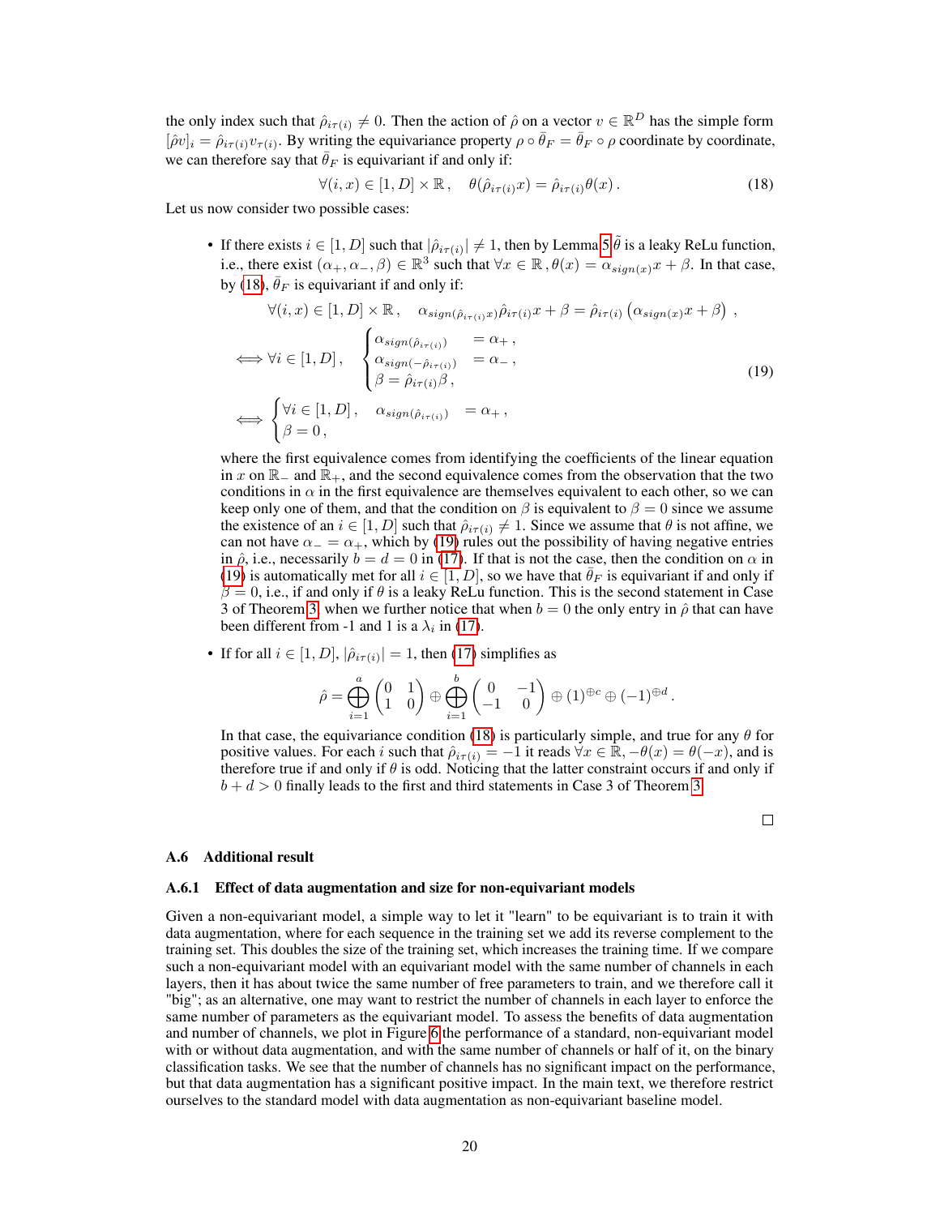the only index such that $\hat{\rho}_{i\tau(i)} \neq 0$. Then the action of $\hat{\rho}$ on a vector $v \in \mathbb{R}^D$ has the simple form $[\hat{\rho}v]_i = \hat{\rho}_{i\tau(i)} v_{\tau(i)}$. By writing the equivariance property $\rho \circ \bar{\theta}_F = \bar{\theta}_F \circ \rho$ coordinate by coordinate, we can therefore say that $\bar{\theta}_F$ is equivariant if and only if:

$$\forall (i,x) \in [1,D] \times \mathbb{R}\,, \quad \theta(\hat{\rho}_{i\tau(i)} x) = \hat{\rho}_{i\tau(i)} \theta(x)\,. \tag{18}$$

Let us now consider two possible cases:

- If there exists $i \in [1,D]$ such that $|\hat{\rho}_{i\tau(i)}| \neq 1$, then by Lemma 5 $\tilde{\theta}$ is a leaky ReLu function, i.e., there exist $(\alpha_+, \alpha_-, \beta) \in \mathbb{R}^3$ such that $\forall x \in \mathbb{R}\,, \theta(x) = \alpha_{sign(x)} x + \beta$. In that case, by (18), $\bar{\theta}_F$ is equivariant if and only if:

$$\forall (i,x) \in [1,D] \times \mathbb{R}\,, \quad \alpha_{sign(\hat{\rho}_{i\tau(i)} x)} \hat{\rho}_{i\tau(i)} x + \beta = \hat{\rho}_{i\tau(i)} \left( \alpha_{sign(x)} x + \beta \right)\,,$$

$$\iff \forall i \in [1,D]\,, \quad \begin{cases} \alpha_{sign(\hat{\rho}_{i\tau(i)})} & = \alpha_+\,, \\ \alpha_{sign(-\hat{\rho}_{i\tau(i)})} & = \alpha_-\,, \\ \beta = \hat{\rho}_{i\tau(i)} \beta\,, \end{cases} \tag{19}$$

$$\iff \begin{cases} \forall i \in [1,D]\,, \quad \alpha_{sign(\hat{\rho}_{i\tau(i)})} = \alpha_+\,, \\ \beta = 0\,, \end{cases}$$

  where the first equivalence comes from identifying the coefficients of the linear equation in $x$ on $\mathbb{R}_-$ and $\mathbb{R}_+$, and the second equivalence comes from the observation that the two conditions in $\alpha$ in the first equivalence are themselves equivalent to each other, so we can keep only one of them, and that the condition on $\beta$ is equivalent to $\beta = 0$ since we assume the existence of an $i \in [1,D]$ such that $\hat{\rho}_{i\tau(i)} \neq 1$. Since we assume that $\theta$ is not affine, we can not have $\alpha_- = \alpha_+$, which by (19) rules out the possibility of having negative entries in $\hat{\rho}$, i.e., necessarily $b = d = 0$ in (17). If that is not the case, then the condition on $\alpha$ in (19) is automatically met for all $i \in [1,D]$, so we have that $\bar{\theta}_F$ is equivariant if and only if $\beta = 0$, i.e., if and only if $\theta$ is a leaky ReLu function. This is the second statement in Case 3 of Theorem 3, when we further notice that when $b = 0$ the only entry in $\hat{\rho}$ that can have been different from -1 and 1 is a $\lambda_i$ in (17).

- If for all $i \in [1,D]$, $|\hat{\rho}_{i\tau(i)}| = 1$, then (17) simplifies as

$$\hat{\rho} = \bigoplus_{i=1}^{a} \begin{pmatrix} 0 & 1 \\ 1 & 0 \end{pmatrix} \oplus \bigoplus_{i=1}^{b} \begin{pmatrix} 0 & -1 \\ -1 & 0 \end{pmatrix} \oplus (1)^{\oplus c} \oplus (-1)^{\oplus d}\,.$$

  In that case, the equivariance condition (18) is particularly simple, and true for any $\theta$ for positive values. For each $i$ such that $\hat{\rho}_{i\tau(i)} = -1$ it reads $\forall x \in \mathbb{R}, -\theta(x) = \theta(-x)$, and is therefore true if and only if $\theta$ is odd. Noticing that the latter constraint occurs if and only if $b + d > 0$ finally leads to the first and third statements in Case 3 of Theorem 3.

□

### A.6 Additional result

#### A.6.1 Effect of data augmentation and size for non-equivariant models

Given a non-equivariant model, a simple way to let it "learn" to be equivariant is to train it with data augmentation, where for each sequence in the training set we add its reverse complement to the training set. This doubles the size of the training set, which increases the training time. If we compare such a non-equivariant model with an equivariant model with the same number of channels in each layers, then it has about twice the same number of free parameters to train, and we therefore call it "big"; as an alternative, one may want to restrict the number of channels in each layer to enforce the same number of parameters as the equivariant model. To assess the benefits of data augmentation and number of channels, we plot in Figure 6 the performance of a standard, non-equivariant model with or without data augmentation, and with the same number of channels or half of it, on the binary classification tasks. We see that the number of channels has no significant impact on the performance, but that data augmentation has a significant positive impact. In the main text, we therefore restrict ourselves to the standard model with data augmentation as non-equivariant baseline model.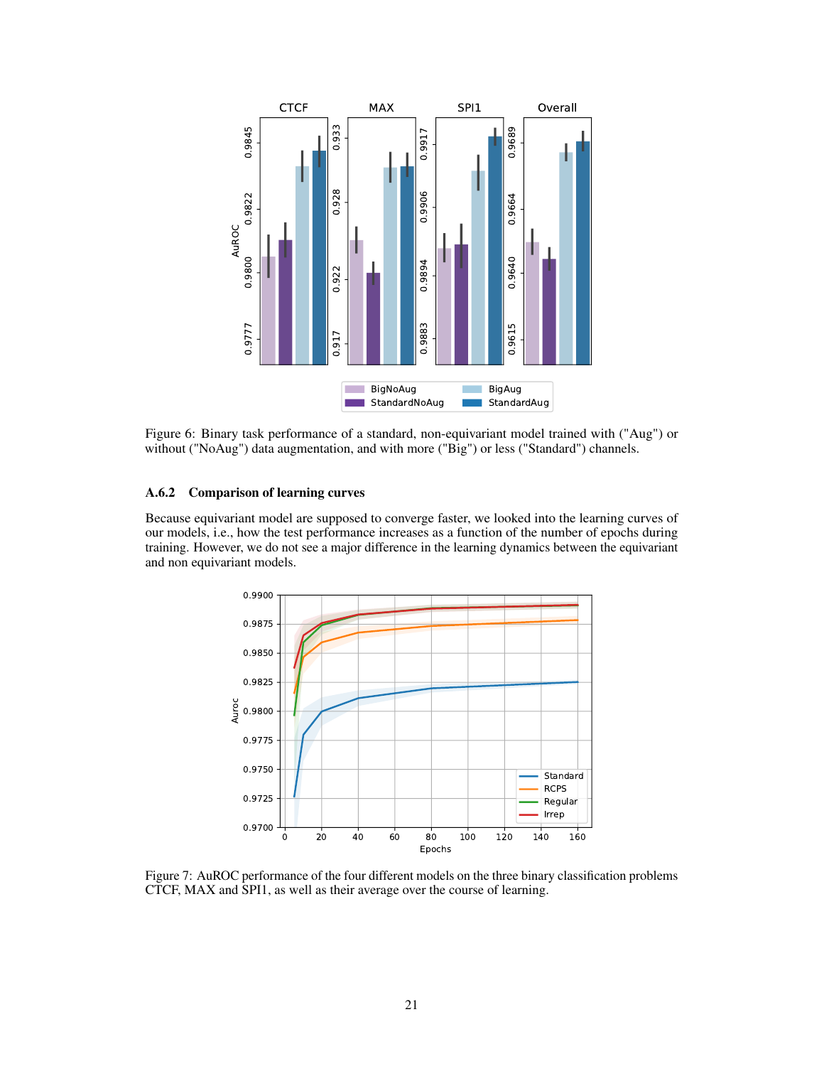CTCF

MAX

SPI1

Overall

AuROC

0.9845
0.9822
0.9800
0.9777

0.933
0.928
0.922
0.917

0.9917
0.9906
0.9894
0.9883

0.9689
0.9664
0.9640
0.9615

BigNoAug
StandardNoAug
BigAug
StandardAug

Figure 6: Binary task performance of a standard, non-equivariant model trained with ("Aug") or without ("NoAug") data augmentation, and with more ("Big") or less ("Standard") channels.

#### A.6.2 Comparison of learning curves

Because equivariant model are supposed to converge faster, we looked into the learning curves of our models, i.e., how the test performance increases as a function of the number of epochs during training. However, we do not see a major difference in the learning dynamics between the equivariant and non equivariant models.

Auroc

0.9900
0.9875
0.9850
0.9825
0.9800
0.9775
0.9750
0.9725
0.9700

Epochs

0
20
40
60
80
100
120
140
160

Standard
RCPS
Regular
Irrep

Figure 7: AuROC performance of the four different models on the three binary classification problems CTCF, MAX and SPI1, as well as their average over the course of learning.